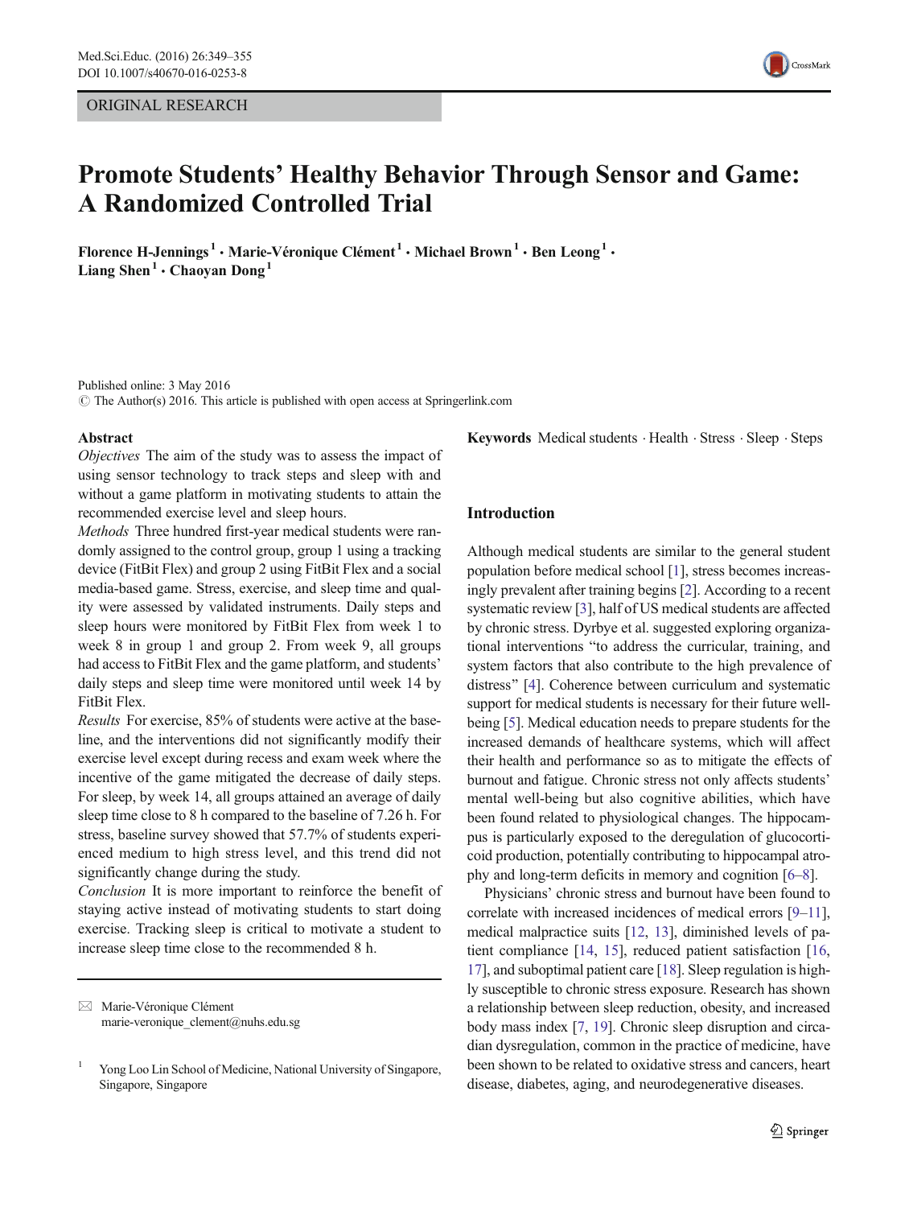ORIGINAL RESEARCH

# Promote Students' Healthy Behavior Through Sensor and Game: A Randomized Controlled Trial

**Florence H-Jennings [1] · Marie-Véronique Clément [1] · Michael Brown [1] · Ben Leong [1] · Liang Shen [1] · Chaoyan Dong [1]**

Published online: 3 May 2016
© The Author(s) 2016. This article is published with open access at Springerlink.com

## Abstract

*Objectives* The aim of the study was to assess the impact of using sensor technology to track steps and sleep with and without a game platform in motivating students to attain the recommended exercise level and sleep hours.

*Methods* Three hundred first-year medical students were randomly assigned to the control group, group 1 using a tracking device (FitBit Flex) and group 2 using FitBit Flex and a social media-based game. Stress, exercise, and sleep time and quality were assessed by validated instruments. Daily steps and sleep hours were monitored by FitBit Flex from week 1 to week 8 in group 1 and group 2. From week 9, all groups had access to FitBit Flex and the game platform, and students' daily steps and sleep time were monitored until week 14 by FitBit Flex.

*Results* For exercise, 85% of students were active at the baseline, and the interventions did not significantly modify their exercise level except during recess and exam week where the incentive of the game mitigated the decrease of daily steps. For sleep, by week 14, all groups attained an average of daily sleep time close to 8 h compared to the baseline of 7.26 h. For stress, baseline survey showed that 57.7% of students experienced medium to high stress level, and this trend did not significantly change during the study.

*Conclusion* It is more important to reinforce the benefit of staying active instead of motivating students to start doing exercise. Tracking sleep is critical to motivate a student to increase sleep time close to the recommended 8 h.

**Keywords** Medical students · Health · Stress · Sleep · Steps

✉ Marie-Véronique Clément
marie-veronique_clement@nuhs.edu.sg

[1] Yong Loo Lin School of Medicine, National University of Singapore, Singapore, Singapore

## Introduction

Although medical students are similar to the general student population before medical school [1], stress becomes increasingly prevalent after training begins [2]. According to a recent systematic review [3], half of US medical students are affected by chronic stress. Dyrbye et al. suggested exploring organizational interventions "to address the curricular, training, and system factors that also contribute to the high prevalence of distress" [4]. Coherence between curriculum and systematic support for medical students is necessary for their future well-being [5]. Medical education needs to prepare students for the increased demands of healthcare systems, which will affect their health and performance so as to mitigate the effects of burnout and fatigue. Chronic stress not only affects students' mental well-being but also cognitive abilities, which have been found related to physiological changes. The hippocampus is particularly exposed to the deregulation of glucocorticoid production, potentially contributing to hippocampal atrophy and long-term deficits in memory and cognition [6–8].

Physicians' chronic stress and burnout have been found to correlate with increased incidences of medical errors [9–11], medical malpractice suits [12, 13], diminished levels of patient compliance [14, 15], reduced patient satisfaction [16, 17], and suboptimal patient care [18]. Sleep regulation is highly susceptible to chronic stress exposure. Research has shown a relationship between sleep reduction, obesity, and increased body mass index [7, 19]. Chronic sleep disruption and circadian dysregulation, common in the practice of medicine, have been shown to be related to oxidative stress and cancers, heart disease, diabetes, aging, and neurodegenerative diseases.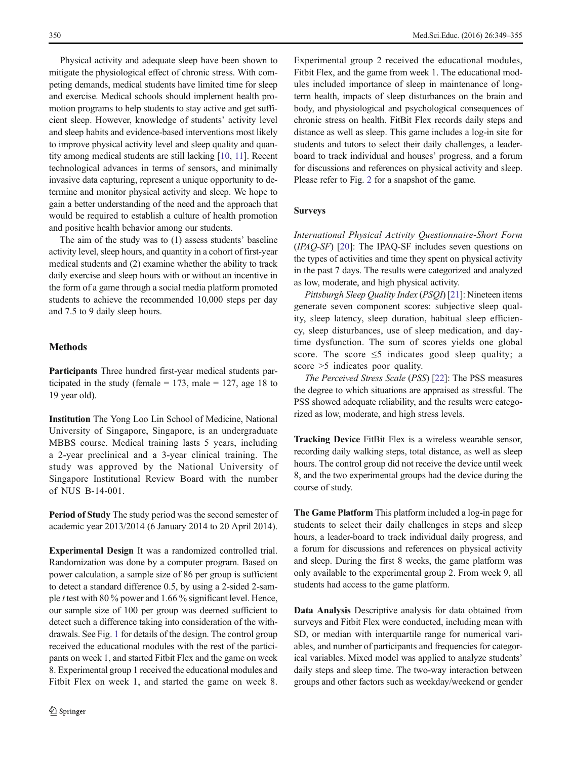Physical activity and adequate sleep have been shown to mitigate the physiological effect of chronic stress. With competing demands, medical students have limited time for sleep and exercise. Medical schools should implement health promotion programs to help students to stay active and get sufficient sleep. However, knowledge of students' activity level and sleep habits and evidence-based interventions most likely to improve physical activity level and sleep quality and quantity among medical students are still lacking [10, 11]. Recent technological advances in terms of sensors, and minimally invasive data capturing, represent a unique opportunity to determine and monitor physical activity and sleep. We hope to gain a better understanding of the need and the approach that would be required to establish a culture of health promotion and positive health behavior among our students.

The aim of the study was to (1) assess students' baseline activity level, sleep hours, and quantity in a cohort of first-year medical students and (2) examine whether the ability to track daily exercise and sleep hours with or without an incentive in the form of a game through a social media platform promoted students to achieve the recommended 10,000 steps per day and 7.5 to 9 daily sleep hours.

## Methods

**Participants** Three hundred first-year medical students participated in the study (female = 173, male = 127, age 18 to 19 year old).

**Institution** The Yong Loo Lin School of Medicine, National University of Singapore, Singapore, is an undergraduate MBBS course. Medical training lasts 5 years, including a 2-year preclinical and a 3-year clinical training. The study was approved by the National University of Singapore Institutional Review Board with the number of NUS B-14-001.

**Period of Study** The study period was the second semester of academic year 2013/2014 (6 January 2014 to 20 April 2014).

**Experimental Design** It was a randomized controlled trial. Randomization was done by a computer program. Based on power calculation, a sample size of 86 per group is sufficient to detect a standard difference 0.5, by using a 2-sided 2-sample *t* test with 80 % power and 1.66 % significant level. Hence, our sample size of 100 per group was deemed sufficient to detect such a difference taking into consideration of the withdrawals. See Fig. 1 for details of the design. The control group received the educational modules with the rest of the participants on week 1, and started Fitbit Flex and the game on week 8. Experimental group 1 received the educational modules and Fitbit Flex on week 1, and started the game on week 8. Experimental group 2 received the educational modules, Fitbit Flex, and the game from week 1. The educational modules included importance of sleep in maintenance of long-term health, impacts of sleep disturbances on the brain and body, and physiological and psychological consequences of chronic stress on health. FitBit Flex records daily steps and distance as well as sleep. This game includes a log-in site for students and tutors to select their daily challenges, a leaderboard to track individual and houses' progress, and a forum for discussions and references on physical activity and sleep. Please refer to Fig. 2 for a snapshot of the game.

### Surveys

*International Physical Activity Questionnaire-Short Form* (*IPAQ-SF*) [20]: The IPAQ-SF includes seven questions on the types of activities and time they spent on physical activity in the past 7 days. The results were categorized and analyzed as low, moderate, and high physical activity.

*Pittsburgh Sleep Quality Index* (*PSQI*) [21]: Nineteen items generate seven component scores: subjective sleep quality, sleep latency, sleep duration, habitual sleep efficiency, sleep disturbances, use of sleep medication, and daytime dysfunction. The sum of scores yields one global score. The score $\leq 5$ indicates good sleep quality; a score $>5$ indicates poor quality.

*The Perceived Stress Scale* (*PSS*) [22]: The PSS measures the degree to which situations are appraised as stressful. The PSS showed adequate reliability, and the results were categorized as low, moderate, and high stress levels.

**Tracking Device** FitBit Flex is a wireless wearable sensor, recording daily walking steps, total distance, as well as sleep hours. The control group did not receive the device until week 8, and the two experimental groups had the device during the course of study.

**The Game Platform** This platform included a log-in page for students to select their daily challenges in steps and sleep hours, a leader-board to track individual daily progress, and a forum for discussions and references on physical activity and sleep. During the first 8 weeks, the game platform was only available to the experimental group 2. From week 9, all students had access to the game platform.

**Data Analysis** Descriptive analysis for data obtained from surveys and Fitbit Flex were conducted, including mean with SD, or median with interquartile range for numerical variables, and number of participants and frequencies for categorical variables. Mixed model was applied to analyze students' daily steps and sleep time. The two-way interaction between groups and other factors such as weekday/weekend or gender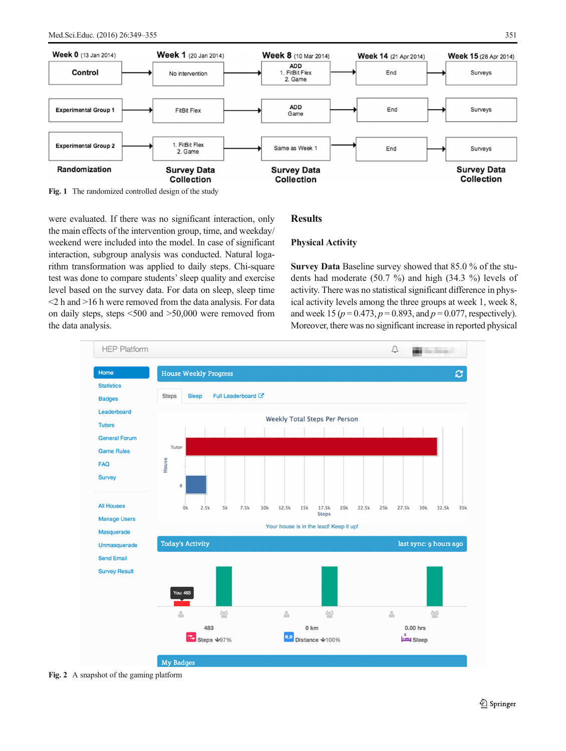Week 0 (13 Jan 2014)
Week 1 (20 Jan 2014)
Week 8 (10 Mar 2014)
Week 14 (21 Apr 2014)
Week 15 (28 Apr 2014)

Control → No intervention → ADD 1. FitBit Flex 2. Game → End → Surveys

Experimental Group 1 → FitBit Flex → ADD Game → End → Surveys

Experimental Group 2 → 1. FitBit Flex 2. Game → Same as Week 1 → End → Surveys

Randomization
Survey Data Collection
Survey Data Collection
Survey Data Collection

**Fig. 1** The randomized controlled design of the study

were evaluated. If there was no significant interaction, only the main effects of the intervention group, time, and weekday/weekend were included into the model. In case of significant interaction, subgroup analysis was conducted. Natural logarithm transformation was applied to daily steps. Chi-square test was done to compare students' sleep quality and exercise level based on the survey data. For data on sleep, sleep time <2 h and >16 h were removed from the data analysis. For data on daily steps, steps <500 and >50,000 were removed from the data analysis.

## Results

### Physical Activity

**Survey Data** Baseline survey showed that 85.0 % of the students had moderate (50.7 %) and high (34.3 %) levels of activity. There was no statistical significant difference in physical activity levels among the three groups at week 1, week 8, and week 15 ($p = 0.473$, $p = 0.893$, and $p = 0.077$, respectively). Moreover, there was no significant increase in reported physical

HEP Platform

Home
Statistics
Badges
Leaderboard
Tutors
General Forum
Game Rules
FAQ
Survey

All Houses
Manage Users
Masquerade
Unmasquerade
Send Email
Survey Result

House Weekly Progress

Steps Sleep Full Leaderboard

Weekly Total Steps Per Person

House
Tutor
8

0k 2.5k 5k 7.5k 10k 12.5k 15k 17.5k 20k 22.5k 25k 27.5k 30k 32.5k 35k
Steps

Your house is in the lead! Keep it up!

Today's Activity
last sync: 9 hours ago

You: 483

483
Steps ↓97%

0 km
Distance ↓100%

0.00 hrs
Sleep

My Badges

**Fig. 2** A snapshot of the gaming platform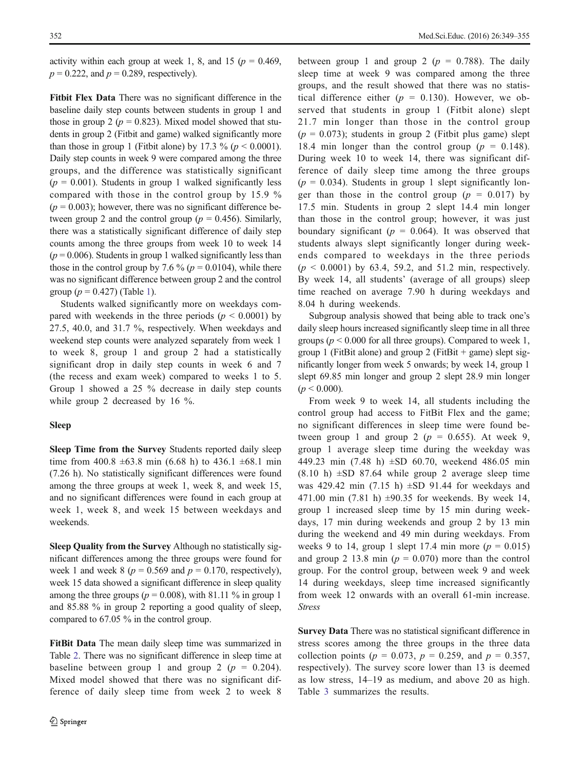activity within each group at week 1, 8, and 15 ($p = 0.469$, $p = 0.222$, and $p = 0.289$, respectively).

**Fitbit Flex Data** There was no significant difference in the baseline daily step counts between students in group 1 and those in group 2 ($p = 0.823$). Mixed model showed that students in group 2 (Fitbit and game) walked significantly more than those in group 1 (Fitbit alone) by 17.3 % ($p < 0.0001$). Daily step counts in week 9 were compared among the three groups, and the difference was statistically significant ($p = 0.001$). Students in group 1 walked significantly less compared with those in the control group by 15.9 % ($p = 0.003$); however, there was no significant difference between group 2 and the control group ($p = 0.456$). Similarly, there was a statistically significant difference of daily step counts among the three groups from week 10 to week 14 ($p = 0.006$). Students in group 1 walked significantly less than those in the control group by 7.6 % ($p = 0.0104$), while there was no significant difference between group 2 and the control group ($p = 0.427$) (Table 1).

Students walked significantly more on weekdays compared with weekends in the three periods ($p < 0.0001$) by 27.5, 40.0, and 31.7 %, respectively. When weekdays and weekend step counts were analyzed separately from week 1 to week 8, group 1 and group 2 had a statistically significant drop in daily step counts in week 6 and 7 (the recess and exam week) compared to weeks 1 to 5. Group 1 showed a 25 % decrease in daily step counts while group 2 decreased by 16 %.

### Sleep

**Sleep Time from the Survey** Students reported daily sleep time from 400.8 ±63.8 min (6.68 h) to 436.1 ±68.1 min (7.26 h). No statistically significant differences were found among the three groups at week 1, week 8, and week 15, and no significant differences were found in each group at week 1, week 8, and week 15 between weekdays and weekends.

**Sleep Quality from the Survey** Although no statistically significant differences among the three groups were found for week 1 and week 8 ($p = 0.569$ and $p = 0.170$, respectively), week 15 data showed a significant difference in sleep quality among the three groups ($p = 0.008$), with 81.11 % in group 1 and 85.88 % in group 2 reporting a good quality of sleep, compared to 67.05 % in the control group.

**FitBit Data** The mean daily sleep time was summarized in Table 2. There was no significant difference in sleep time at baseline between group 1 and group 2 ($p = 0.204$). Mixed model showed that there was no significant difference of daily sleep time from week 2 to week 8 between group 1 and group 2 ($p = 0.788$). The daily sleep time at week 9 was compared among the three groups, and the result showed that there was no statistical difference either ($p = 0.130$). However, we observed that students in group 1 (Fitbit alone) slept 21.7 min longer than those in the control group ($p = 0.073$); students in group 2 (Fitbit plus game) slept 18.4 min longer than the control group ($p = 0.148$). During week 10 to week 14, there was significant difference of daily sleep time among the three groups ($p = 0.034$). Students in group 1 slept significantly longer than those in the control group ($p = 0.017$) by 17.5 min. Students in group 2 slept 14.4 min longer than those in the control group; however, it was just boundary significant ($p = 0.064$). It was observed that students always slept significantly longer during weekends compared to weekdays in the three periods ($p < 0.0001$) by 63.4, 59.2, and 51.2 min, respectively. By week 14, all students' (average of all groups) sleep time reached on average 7.90 h during weekdays and 8.04 h during weekends.

Subgroup analysis showed that being able to track one's daily sleep hours increased significantly sleep time in all three groups ($p < 0.000$ for all three groups). Compared to week 1, group 1 (FitBit alone) and group 2 (FitBit + game) slept significantly longer from week 5 onwards; by week 14, group 1 slept 69.85 min longer and group 2 slept 28.9 min longer ($p < 0.000$).

From week 9 to week 14, all students including the control group had access to FitBit Flex and the game; no significant differences in sleep time were found between group 1 and group 2 ($p = 0.655$). At week 9, group 1 average sleep time during the weekday was 449.23 min (7.48 h) ±SD 60.70, weekend 486.05 min (8.10 h) ±SD 87.64 while group 2 average sleep time was 429.42 min (7.15 h) ±SD 91.44 for weekdays and 471.00 min (7.81 h) ±90.35 for weekends. By week 14, group 1 increased sleep time by 15 min during weekdays, 17 min during weekends and group 2 by 13 min during the weekend and 49 min during weekdays. From weeks 9 to 14, group 1 slept 17.4 min more ($p = 0.015$) and group 2 13.8 min ($p = 0.070$) more than the control group. For the control group, between week 9 and week 14 during weekdays, sleep time increased significantly from week 12 onwards with an overall 61-min increase.

*Stress*

**Survey Data** There was no statistical significant difference in stress scores among the three groups in the three data collection points ($p = 0.073$, $p = 0.259$, and $p = 0.357$, respectively). The survey score lower than 13 is deemed as low stress, 14–19 as medium, and above 20 as high. Table 3 summarizes the results.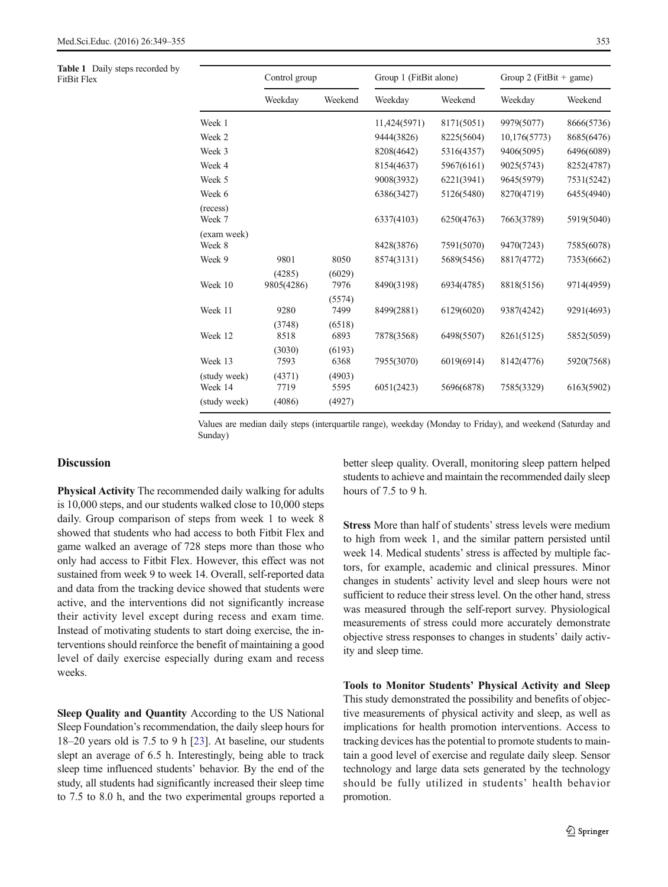**Table 1** Daily steps recorded by FitBit Flex

| | Control group | | Group 1 (FitBit alone) | | Group 2 (FitBit + game) | |
|---|---|---|---|---|---|---|
| | Weekday | Weekend | Weekday | Weekend | Weekday | Weekend |
| Week 1 | | | 11,424(5971) | 8171(5051) | 9979(5077) | 8666(5736) |
| Week 2 | | | 9444(3826) | 8225(5604) | 10,176(5773) | 8685(6476) |
| Week 3 | | | 8208(4642) | 5316(4357) | 9406(5095) | 6496(6089) |
| Week 4 | | | 8154(4637) | 5967(6161) | 9025(5743) | 8252(4787) |
| Week 5 | | | 9008(3932) | 6221(3941) | 9645(5979) | 7531(5242) |
| Week 6 (recess) | | | 6386(3427) | 5126(5480) | 8270(4719) | 6455(4940) |
| Week 7 (exam week) | | | 6337(4103) | 6250(4763) | 7663(3789) | 5919(5040) |
| Week 8 | | | 8428(3876) | 7591(5070) | 9470(7243) | 7585(6078) |
| Week 9 | 9801 (4285) | 8050 (6029) | 8574(3131) | 5689(5456) | 8817(4772) | 7353(6662) |
| Week 10 | 9805(4286) | 7976 (5574) | 8490(3198) | 6934(4785) | 8818(5156) | 9714(4959) |
| Week 11 | 9280 (3748) | 7499 (6518) | 8499(2881) | 6129(6020) | 9387(4242) | 9291(4693) |
| Week 12 | 8518 (3030) | 6893 (6193) | 7878(3568) | 6498(5507) | 8261(5125) | 5852(5059) |
| Week 13 (study week) | 7593 (4371) | 6368 (4903) | 7955(3070) | 6019(6914) | 8142(4776) | 5920(7568) |
| Week 14 (study week) | 7719 (4086) | 5595 (4927) | 6051(2423) | 5696(6878) | 7585(3329) | 6163(5902) |

Values are median daily steps (interquartile range), weekday (Monday to Friday), and weekend (Saturday and Sunday)

## Discussion

**Physical Activity** The recommended daily walking for adults is 10,000 steps, and our students walked close to 10,000 steps daily. Group comparison of steps from week 1 to week 8 showed that students who had access to both Fitbit Flex and game walked an average of 728 steps more than those who only had access to Fitbit Flex. However, this effect was not sustained from week 9 to week 14. Overall, self-reported data and data from the tracking device showed that students were active, and the interventions did not significantly increase their activity level except during recess and exam time. Instead of motivating students to start doing exercise, the interventions should reinforce the benefit of maintaining a good level of daily exercise especially during exam and recess weeks.

**Sleep Quality and Quantity** According to the US National Sleep Foundation's recommendation, the daily sleep hours for 18–20 years old is 7.5 to 9 h [23]. At baseline, our students slept an average of 6.5 h. Interestingly, being able to track sleep time influenced students' behavior. By the end of the study, all students had significantly increased their sleep time to 7.5 to 8.0 h, and the two experimental groups reported a better sleep quality. Overall, monitoring sleep pattern helped students to achieve and maintain the recommended daily sleep hours of 7.5 to 9 h.

**Stress** More than half of students' stress levels were medium to high from week 1, and the similar pattern persisted until week 14. Medical students' stress is affected by multiple factors, for example, academic and clinical pressures. Minor changes in students' activity level and sleep hours were not sufficient to reduce their stress level. On the other hand, stress was measured through the self-report survey. Physiological measurements of stress could more accurately demonstrate objective stress responses to changes in students' daily activity and sleep time.

**Tools to Monitor Students' Physical Activity and Sleep** This study demonstrated the possibility and benefits of objective measurements of physical activity and sleep, as well as implications for health promotion interventions. Access to tracking devices has the potential to promote students to maintain a good level of exercise and regulate daily sleep. Sensor technology and large data sets generated by the technology should be fully utilized in students' health behavior promotion.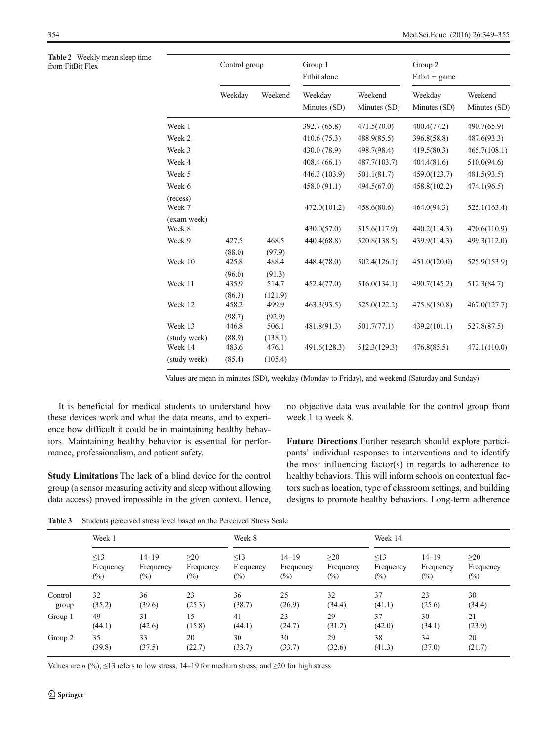**Table 2** Weekly mean sleep time from FitBit Flex

| | Control group | | Group 1 Fitbit alone | | Group 2 Fitbit + game | |
|---|---|---|---|---|---|---|
| | Weekday | Weekend | Weekday Minutes (SD) | Weekend Minutes (SD) | Weekday Minutes (SD) | Weekend Minutes (SD) |
| Week 1 | | | 392.7 (65.8) | 471.5(70.0) | 400.4(77.2) | 490.7(65.9) |
| Week 2 | | | 410.6 (75.3) | 488.9(85.5) | 396.8(58.8) | 487.6(93.3) |
| Week 3 | | | 430.0 (78.9) | 498.7(98.4) | 419.5(80.3) | 465.7(108.1) |
| Week 4 | | | 408.4 (66.1) | 487.7(103.7) | 404.4(81.6) | 510.0(94.6) |
| Week 5 | | | 446.3 (103.9) | 501.1(81.7) | 459.0(123.7) | 481.5(93.5) |
| Week 6 (recess) | | | 458.0 (91.1) | 494.5(67.0) | 458.8(102.2) | 474.1(96.5) |
| Week 7 (exam week) | | | 472.0(101.2) | 458.6(80.6) | 464.0(94.3) | 525.1(163.4) |
| Week 8 | | | 430.0(57.0) | 515.6(117.9) | 440.2(114.3) | 470.6(110.9) |
| Week 9 | 427.5 (88.0) | 468.5 (97.9) | 440.4(68.8) | 520.8(138.5) | 439.9(114.3) | 499.3(112.0) |
| Week 10 | 425.8 (96.0) | 488.4 (91.3) | 448.4(78.0) | 502.4(126.1) | 451.0(120.0) | 525.9(153.9) |
| Week 11 | 435.9 (86.3) | 514.7 (121.9) | 452.4(77.0) | 516.0(134.1) | 490.7(145.2) | 512.3(84.7) |
| Week 12 | 458.2 (98.7) | 499.9 (92.9) | 463.3(93.5) | 525.0(122.2) | 475.8(150.8) | 467.0(127.7) |
| Week 13 (study week) | 446.8 (88.9) | 506.1 (138.1) | 481.8(91.3) | 501.7(77.1) | 439.2(101.1) | 527.8(87.5) |
| Week 14 (study week) | 483.6 (85.4) | 476.1 (105.4) | 491.6(128.3) | 512.3(129.3) | 476.8(85.5) | 472.1(110.0) |

Values are mean in minutes (SD), weekday (Monday to Friday), and weekend (Saturday and Sunday)

It is beneficial for medical students to understand how these devices work and what the data means, and to experience how difficult it could be in maintaining healthy behaviors. Maintaining healthy behavior is essential for performance, professionalism, and patient safety.

**Study Limitations** The lack of a blind device for the control group (a sensor measuring activity and sleep without allowing data access) proved impossible in the given context. Hence, no objective data was available for the control group from week 1 to week 8.

**Future Directions** Further research should explore participants' individual responses to interventions and to identify the most influencing factor(s) in regards to adherence to healthy behaviors. This will inform schools on contextual factors such as location, type of classroom settings, and building designs to promote healthy behaviors. Long-term adherence

**Table 3** Students perceived stress level based on the Perceived Stress Scale

| | Week 1 | | | Week 8 | | | Week 14 | | |
|---|---|---|---|---|---|---|---|---|---|
| | ≤13 Frequency (%) | 14–19 Frequency (%) | ≥20 Frequency (%) | ≤13 Frequency (%) | 14–19 Frequency (%) | ≥20 Frequency (%) | ≤13 Frequency (%) | 14–19 Frequency (%) | ≥20 Frequency (%) |
| Control group | 32 (35.2) | 36 (39.6) | 23 (25.3) | 36 (38.7) | 25 (26.9) | 32 (34.4) | 37 (41.1) | 23 (25.6) | 30 (34.4) |
| Group 1 | 49 (44.1) | 31 (42.6) | 15 (15.8) | 41 (44.1) | 23 (24.7) | 29 (31.2) | 37 (42.0) | 30 (34.1) | 21 (23.9) |
| Group 2 | 35 (39.8) | 33 (37.5) | 20 (22.7) | 30 (33.7) | 30 (33.7) | 29 (32.6) | 38 (41.3) | 34 (37.0) | 20 (21.7) |

Values are *n* (%); ≤13 refers to low stress, 14–19 for medium stress, and ≥20 for high stress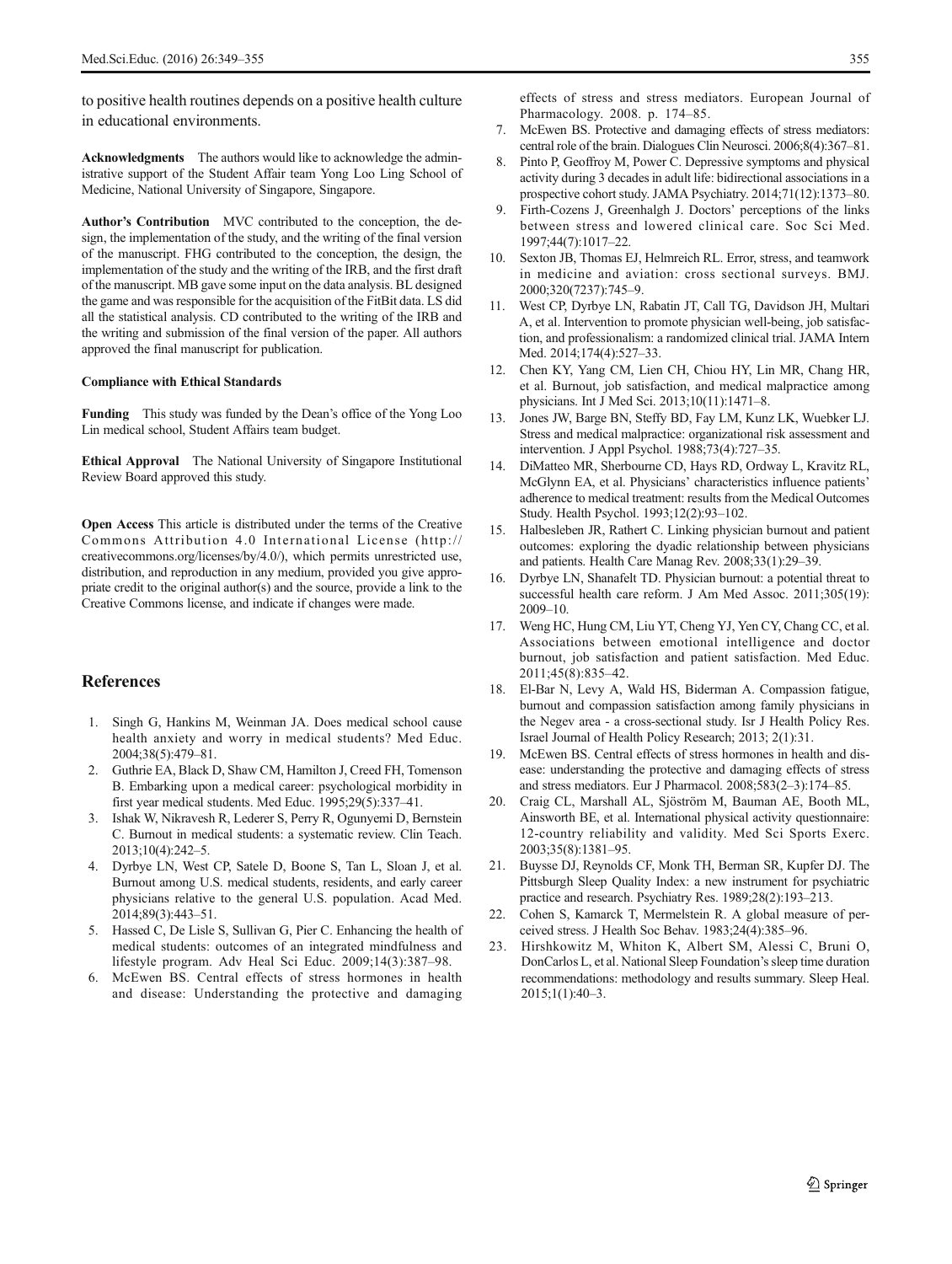to positive health routines depends on a positive health culture in educational environments.

**Acknowledgments** The authors would like to acknowledge the administrative support of the Student Affair team Yong Loo Ling School of Medicine, National University of Singapore, Singapore.

**Author's Contribution** MVC contributed to the conception, the design, the implementation of the study, and the writing of the final version of the manuscript. FHG contributed to the conception, the design, the implementation of the study and the writing of the IRB, and the first draft of the manuscript. MB gave some input on the data analysis. BL designed the game and was responsible for the acquisition of the FitBit data. LS did all the statistical analysis. CD contributed to the writing of the IRB and the writing and submission of the final version of the paper. All authors approved the final manuscript for publication.

**Compliance with Ethical Standards**

**Funding** This study was funded by the Dean's office of the Yong Loo Lin medical school, Student Affairs team budget.

**Ethical Approval** The National University of Singapore Institutional Review Board approved this study.

**Open Access** This article is distributed under the terms of the Creative Commons Attribution 4.0 International License (http://creativecommons.org/licenses/by/4.0/), which permits unrestricted use, distribution, and reproduction in any medium, provided you give appropriate credit to the original author(s) and the source, provide a link to the Creative Commons license, and indicate if changes were made.

## References

1. Singh G, Hankins M, Weinman JA. Does medical school cause health anxiety and worry in medical students? Med Educ. 2004;38(5):479–81.
2. Guthrie EA, Black D, Shaw CM, Hamilton J, Creed FH, Tomenson B. Embarking upon a medical career: psychological morbidity in first year medical students. Med Educ. 1995;29(5):337–41.
3. Ishak W, Nikravesh R, Lederer S, Perry R, Ogunyemi D, Bernstein C. Burnout in medical students: a systematic review. Clin Teach. 2013;10(4):242–5.
4. Dyrbye LN, West CP, Satele D, Boone S, Tan L, Sloan J, et al. Burnout among U.S. medical students, residents, and early career physicians relative to the general U.S. population. Acad Med. 2014;89(3):443–51.
5. Hassed C, De Lisle S, Sullivan G, Pier C. Enhancing the health of medical students: outcomes of an integrated mindfulness and lifestyle program. Adv Heal Sci Educ. 2009;14(3):387–98.
6. McEwen BS. Central effects of stress hormones in health and disease: Understanding the protective and damaging effects of stress and stress mediators. European Journal of Pharmacology. 2008. p. 174–85.
7. McEwen BS. Protective and damaging effects of stress mediators: central role of the brain. Dialogues Clin Neurosci. 2006;8(4):367–81.
8. Pinto P, Geoffroy M, Power C. Depressive symptoms and physical activity during 3 decades in adult life: bidirectional associations in a prospective cohort study. JAMA Psychiatry. 2014;71(12):1373–80.
9. Firth-Cozens J, Greenhalgh J. Doctors' perceptions of the links between stress and lowered clinical care. Soc Sci Med. 1997;44(7):1017–22.
10. Sexton JB, Thomas EJ, Helmreich RL. Error, stress, and teamwork in medicine and aviation: cross sectional surveys. BMJ. 2000;320(7237):745–9.
11. West CP, Dyrbye LN, Rabatin JT, Call TG, Davidson JH, Multari A, et al. Intervention to promote physician well-being, job satisfaction, and professionalism: a randomized clinical trial. JAMA Intern Med. 2014;174(4):527–33.
12. Chen KY, Yang CM, Lien CH, Chiou HY, Lin MR, Chang HR, et al. Burnout, job satisfaction, and medical malpractice among physicians. Int J Med Sci. 2013;10(11):1471–8.
13. Jones JW, Barge BN, Steffy BD, Fay LM, Kunz LK, Wuebker LJ. Stress and medical malpractice: organizational risk assessment and intervention. J Appl Psychol. 1988;73(4):727–35.
14. DiMatteo MR, Sherbourne CD, Hays RD, Ordway L, Kravitz RL, McGlynn EA, et al. Physicians' characteristics influence patients' adherence to medical treatment: results from the Medical Outcomes Study. Health Psychol. 1993;12(2):93–102.
15. Halbesleben JR, Rathert C. Linking physician burnout and patient outcomes: exploring the dyadic relationship between physicians and patients. Health Care Manag Rev. 2008;33(1):29–39.
16. Dyrbye LN, Shanafelt TD. Physician burnout: a potential threat to successful health care reform. J Am Med Assoc. 2011;305(19):2009–10.
17. Weng HC, Hung CM, Liu YT, Cheng YJ, Yen CY, Chang CC, et al. Associations between emotional intelligence and doctor burnout, job satisfaction and patient satisfaction. Med Educ. 2011;45(8):835–42.
18. El-Bar N, Levy A, Wald HS, Biderman A. Compassion fatigue, burnout and compassion satisfaction among family physicians in the Negev area - a cross-sectional study. Isr J Health Policy Res. Israel Journal of Health Policy Research; 2013; 2(1):31.
19. McEwen BS. Central effects of stress hormones in health and disease: understanding the protective and damaging effects of stress and stress mediators. Eur J Pharmacol. 2008;583(2–3):174–85.
20. Craig CL, Marshall AL, Sjöström M, Bauman AE, Booth ML, Ainsworth BE, et al. International physical activity questionnaire: 12-country reliability and validity. Med Sci Sports Exerc. 2003;35(8):1381–95.
21. Buysse DJ, Reynolds CF, Monk TH, Berman SR, Kupfer DJ. The Pittsburgh Sleep Quality Index: a new instrument for psychiatric practice and research. Psychiatry Res. 1989;28(2):193–213.
22. Cohen S, Kamarck T, Mermelstein R. A global measure of perceived stress. J Health Soc Behav. 1983;24(4):385–96.
23. Hirshkowitz M, Whiton K, Albert SM, Alessi C, Bruni O, DonCarlos L, et al. National Sleep Foundation's sleep time duration recommendations: methodology and results summary. Sleep Heal. 2015;1(1):40–3.